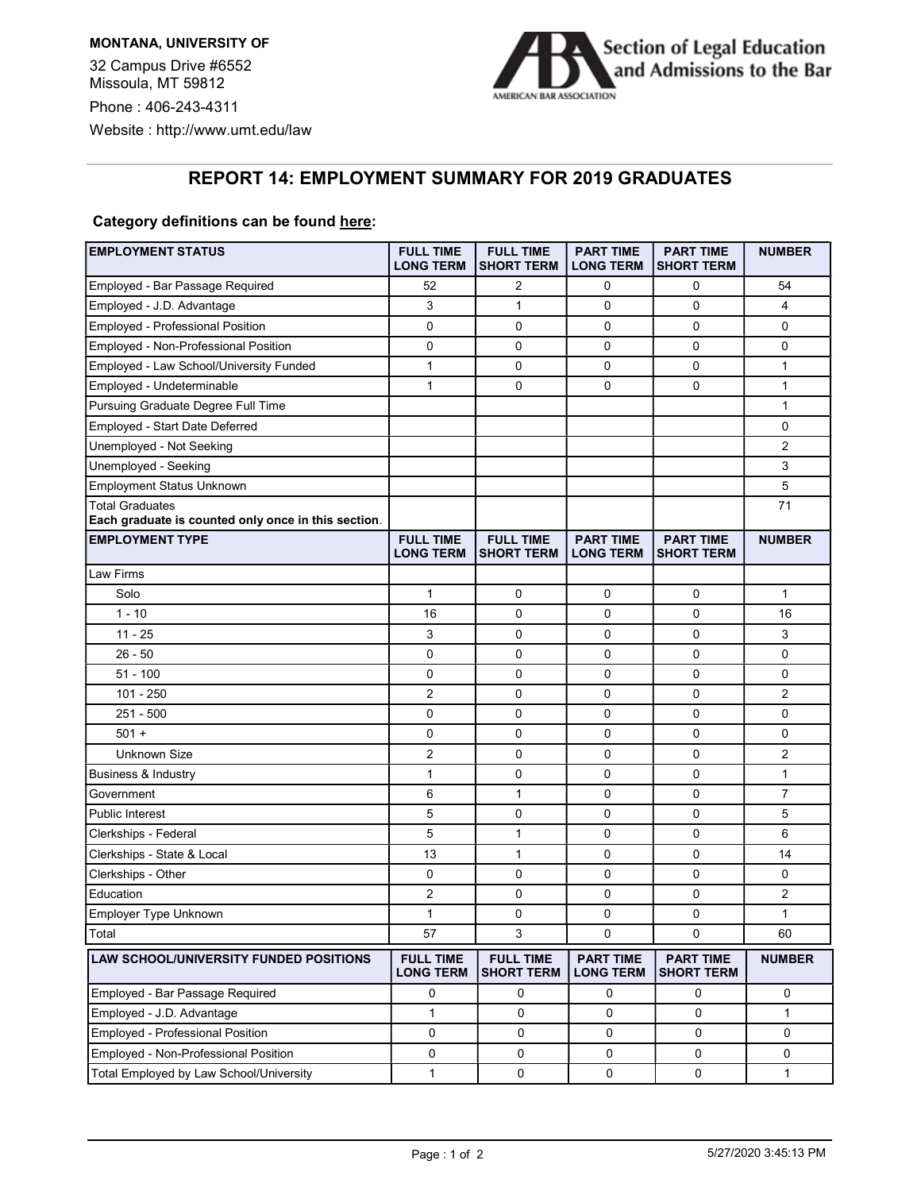**MONTANA, UNIVERSITY OF**

32 Campus Drive #6552
Missoula, MT 59812

Phone : 406-243-4311

Website : http://www.umt.edu/law

Section of Legal Education and Admissions to the Bar
AMERICAN BAR ASSOCIATION

## REPORT 14: EMPLOYMENT SUMMARY FOR 2019 GRADUATES

**Category definitions can be found here:**

| EMPLOYMENT STATUS | FULL TIME LONG TERM | FULL TIME SHORT TERM | PART TIME LONG TERM | PART TIME SHORT TERM | NUMBER |
|---|---|---|---|---|---|
| Employed - Bar Passage Required | 52 | 2 | 0 | 0 | 54 |
| Employed - J.D. Advantage | 3 | 1 | 0 | 0 | 4 |
| Employed - Professional Position | 0 | 0 | 0 | 0 | 0 |
| Employed - Non-Professional Position | 0 | 0 | 0 | 0 | 0 |
| Employed - Law School/University Funded | 1 | 0 | 0 | 0 | 1 |
| Employed - Undeterminable | 1 | 0 | 0 | 0 | 1 |
| Pursuing Graduate Degree Full Time | | | | | 1 |
| Employed - Start Date Deferred | | | | | 0 |
| Unemployed - Not Seeking | | | | | 2 |
| Unemployed - Seeking | | | | | 3 |
| Employment Status Unknown | | | | | 5 |
| Total Graduates<br>**Each graduate is counted only once in this section.** | | | | | 71 |

| EMPLOYMENT TYPE | FULL TIME LONG TERM | FULL TIME SHORT TERM | PART TIME LONG TERM | PART TIME SHORT TERM | NUMBER |
|---|---|---|---|---|---|
| Law Firms | | | | | |
| Solo | 1 | 0 | 0 | 0 | 1 |
| 1 - 10 | 16 | 0 | 0 | 0 | 16 |
| 11 - 25 | 3 | 0 | 0 | 0 | 3 |
| 26 - 50 | 0 | 0 | 0 | 0 | 0 |
| 51 - 100 | 0 | 0 | 0 | 0 | 0 |
| 101 - 250 | 2 | 0 | 0 | 0 | 2 |
| 251 - 500 | 0 | 0 | 0 | 0 | 0 |
| 501 + | 0 | 0 | 0 | 0 | 0 |
| Unknown Size | 2 | 0 | 0 | 0 | 2 |
| Business & Industry | 1 | 0 | 0 | 0 | 1 |
| Government | 6 | 1 | 0 | 0 | 7 |
| Public Interest | 5 | 0 | 0 | 0 | 5 |
| Clerkships - Federal | 5 | 1 | 0 | 0 | 6 |
| Clerkships - State & Local | 13 | 1 | 0 | 0 | 14 |
| Clerkships - Other | 0 | 0 | 0 | 0 | 0 |
| Education | 2 | 0 | 0 | 0 | 2 |
| Employer Type Unknown | 1 | 0 | 0 | 0 | 1 |
| Total | 57 | 3 | 0 | 0 | 60 |

| LAW SCHOOL/UNIVERSITY FUNDED POSITIONS | FULL TIME LONG TERM | FULL TIME SHORT TERM | PART TIME LONG TERM | PART TIME SHORT TERM | NUMBER |
|---|---|---|---|---|---|
| Employed - Bar Passage Required | 0 | 0 | 0 | 0 | 0 |
| Employed - J.D. Advantage | 1 | 0 | 0 | 0 | 1 |
| Employed - Professional Position | 0 | 0 | 0 | 0 | 0 |
| Employed - Non-Professional Position | 0 | 0 | 0 | 0 | 0 |
| Total Employed by Law School/University | 1 | 0 | 0 | 0 | 1 |

5/27/2020 3:45:13 PM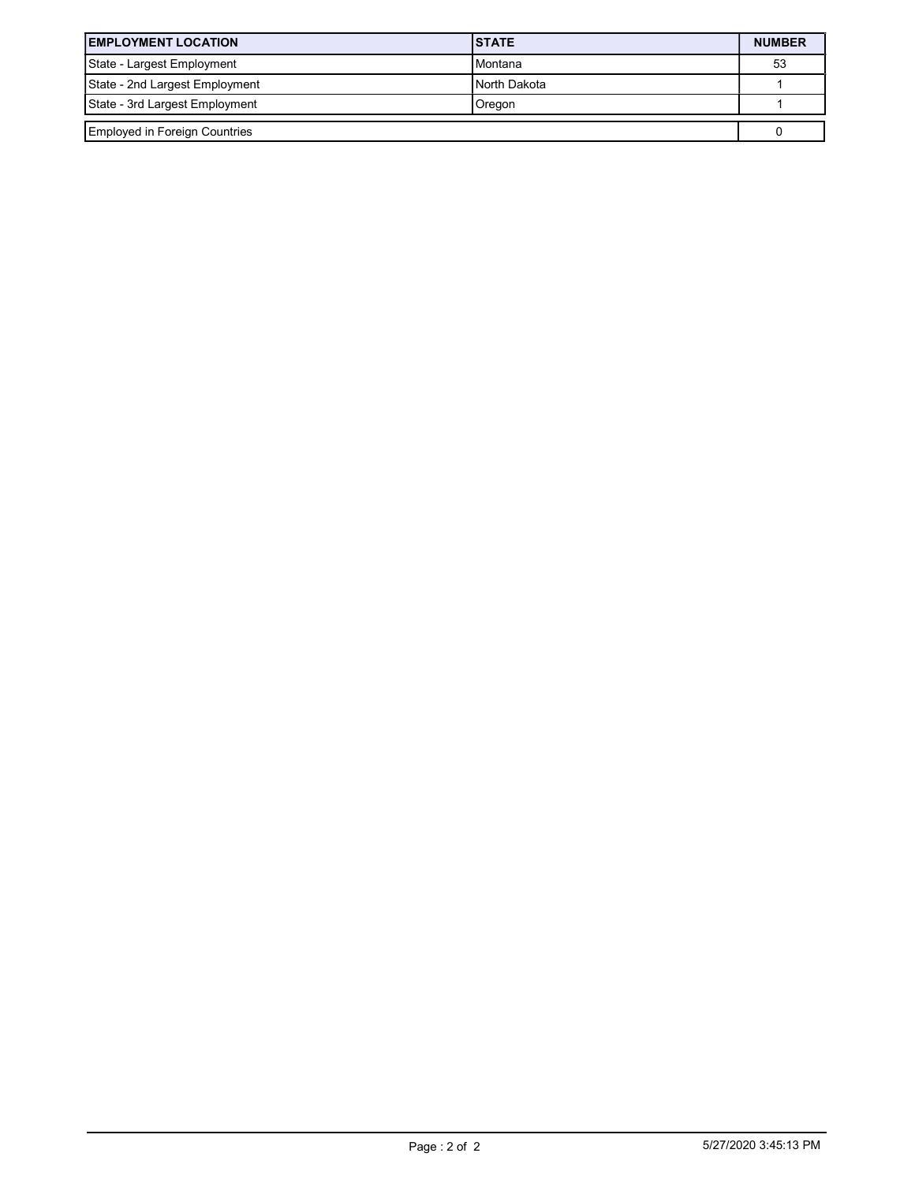| EMPLOYMENT LOCATION | STATE | NUMBER |
|---|---|---|
| State - Largest Employment | Montana | 53 |
| State - 2nd Largest Employment | North Dakota | 1 |
| State - 3rd Largest Employment | Oregon | 1 |
| Employed in Foreign Countries | | 0 |